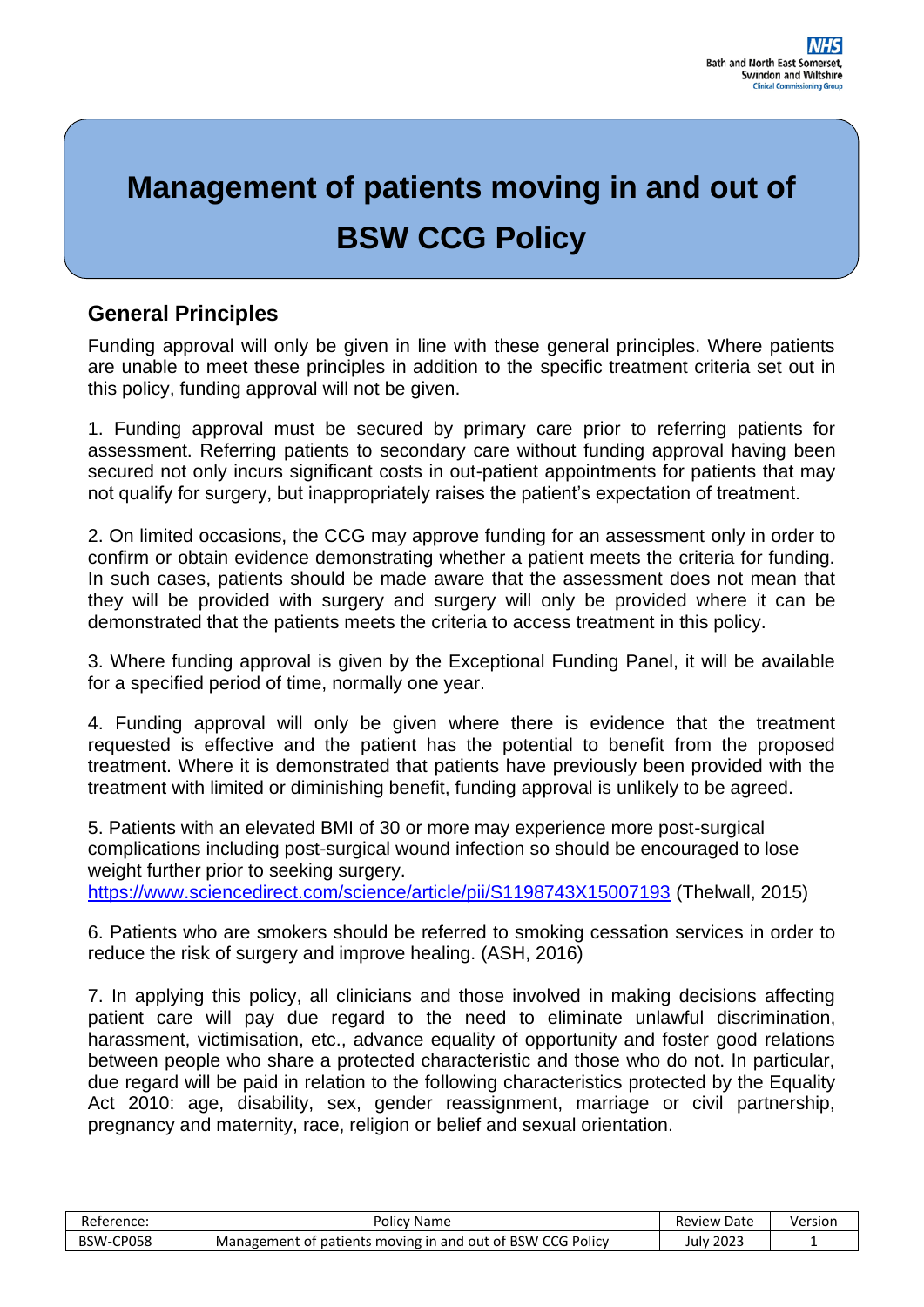# Management of patients moving in and out of BSW CCG Policy

## General Principles

Funding approval will only be given in line with these general principles. Where patients are unable to meet these principles in addition to the specific treatment criteria set out in this policy, funding approval will not be given.

1. Funding approval must be secured by primary care prior to referring patients for assessment. Referring patients to secondary care without funding approval having been secured not only incurs significant costs in out-patient appointments for patients that may not qualify for surgery, but inappropriately raises the patient's expectation of treatment.

2. On limited occasions, the CCG may approve funding for an assessment only in order to confirm or obtain evidence demonstrating whether a patient meets the criteria for funding. In such cases, patients should be made aware that the assessment does not mean that they will be provided with surgery and surgery will only be provided where it can be demonstrated that the patients meets the criteria to access treatment in this policy.

3. Where funding approval is given by the Exceptional Funding Panel, it will be available for a specified period of time, normally one year.

4. Funding approval will only be given where there is evidence that the treatment requested is effective and the patient has the potential to benefit from the proposed treatment. Where it is demonstrated that patients have previously been provided with the treatment with limited or diminishing benefit, funding approval is unlikely to be agreed.

5. Patients with an elevated BMI of 30 or more may experience more post-surgical complications including post-surgical wound infection so should be encouraged to lose weight further prior to seeking surgery. https://www.sciencedirect.com/science/article/pii/S1198743X15007193 (Thelwall, 2015)

6. Patients who are smokers should be referred to smoking cessation services in order to reduce the risk of surgery and improve healing. (ASH, 2016)

7. In applying this policy, all clinicians and those involved in making decisions affecting patient care will pay due regard to the need to eliminate unlawful discrimination, harassment, victimisation, etc., advance equality of opportunity and foster good relations between people who share a protected characteristic and those who do not. In particular, due regard will be paid in relation to the following characteristics protected by the Equality Act 2010: age, disability, sex, gender reassignment, marriage or civil partnership, pregnancy and maternity, race, religion or belief and sexual orientation.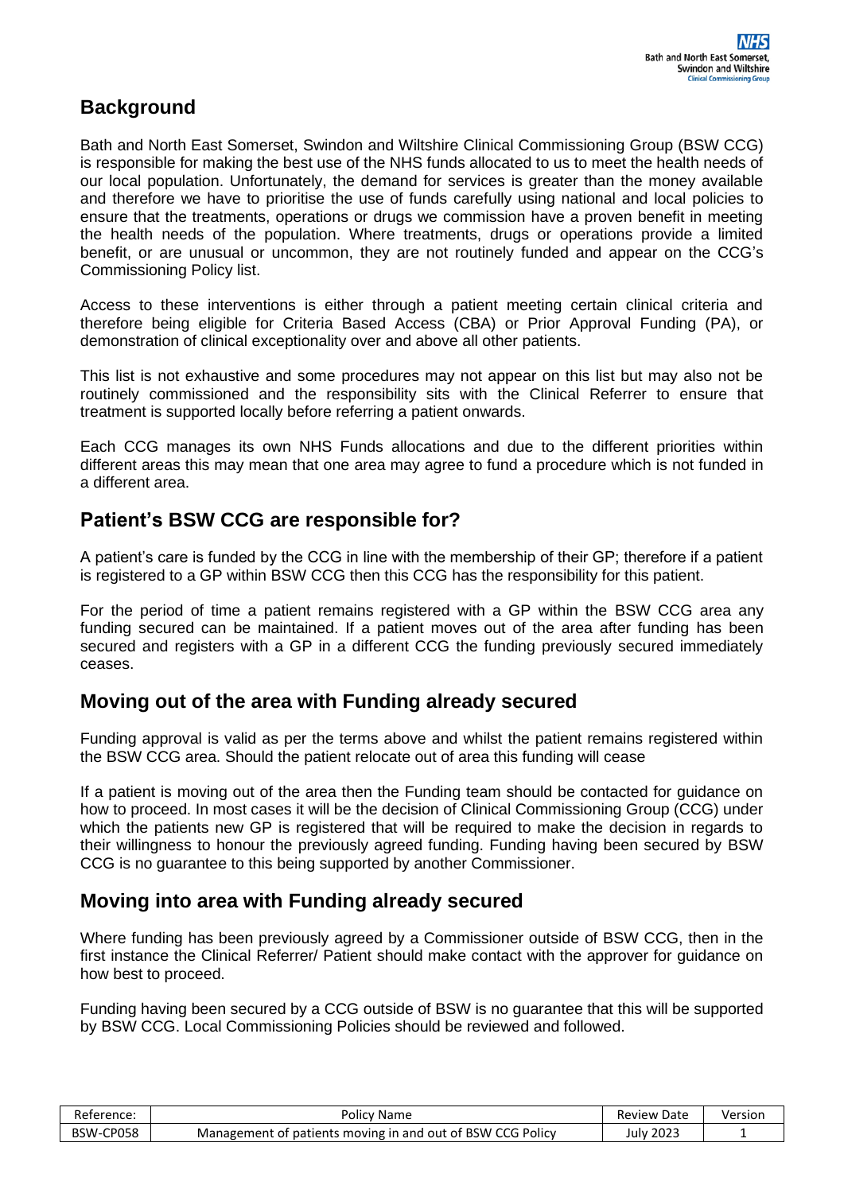## Background

Bath and North East Somerset, Swindon and Wiltshire Clinical Commissioning Group (BSW CCG) is responsible for making the best use of the NHS funds allocated to us to meet the health needs of our local population. Unfortunately, the demand for services is greater than the money available and therefore we have to prioritise the use of funds carefully using national and local policies to ensure that the treatments, operations or drugs we commission have a proven benefit in meeting the health needs of the population. Where treatments, drugs or operations provide a limited benefit, or are unusual or uncommon, they are not routinely funded and appear on the CCG's Commissioning Policy list.

Access to these interventions is either through a patient meeting certain clinical criteria and therefore being eligible for Criteria Based Access (CBA) or Prior Approval Funding (PA), or demonstration of clinical exceptionality over and above all other patients.

This list is not exhaustive and some procedures may not appear on this list but may also not be routinely commissioned and the responsibility sits with the Clinical Referrer to ensure that treatment is supported locally before referring a patient onwards.

Each CCG manages its own NHS Funds allocations and due to the different priorities within different areas this may mean that one area may agree to fund a procedure which is not funded in a different area.

## Patient's BSW CCG are responsible for?

A patient's care is funded by the CCG in line with the membership of their GP; therefore if a patient is registered to a GP within BSW CCG then this CCG has the responsibility for this patient.

For the period of time a patient remains registered with a GP within the BSW CCG area any funding secured can be maintained. If a patient moves out of the area after funding has been secured and registers with a GP in a different CCG the funding previously secured immediately ceases.

## Moving out of the area with Funding already secured

Funding approval is valid as per the terms above and whilst the patient remains registered within the BSW CCG area. Should the patient relocate out of area this funding will cease

If a patient is moving out of the area then the Funding team should be contacted for guidance on how to proceed. In most cases it will be the decision of Clinical Commissioning Group (CCG) under which the patients new GP is registered that will be required to make the decision in regards to their willingness to honour the previously agreed funding. Funding having been secured by BSW CCG is no guarantee to this being supported by another Commissioner.

## Moving into area with Funding already secured

Where funding has been previously agreed by a Commissioner outside of BSW CCG, then in the first instance the Clinical Referrer/ Patient should make contact with the approver for guidance on how best to proceed.

Funding having been secured by a CCG outside of BSW is no guarantee that this will be supported by BSW CCG. Local Commissioning Policies should be reviewed and followed.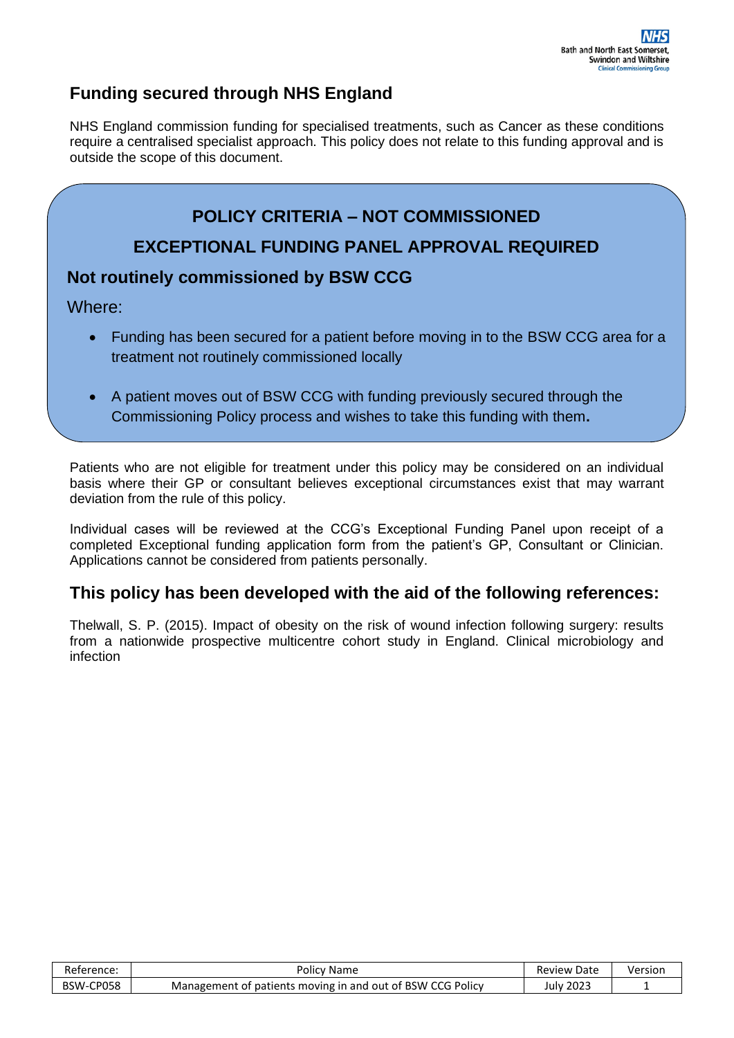## Funding secured through NHS England

NHS England commission funding for specialised treatments, such as Cancer as these conditions require a centralised specialist approach. This policy does not relate to this funding approval and is outside the scope of this document.

### POLICY CRITERIA – NOT COMMISSIONED

### EXCEPTIONAL FUNDING PANEL APPROVAL REQUIRED

**Not routinely commissioned by BSW CCG**

Where:

- Funding has been secured for a patient before moving in to the BSW CCG area for a treatment not routinely commissioned locally
- A patient moves out of BSW CCG with funding previously secured through the Commissioning Policy process and wishes to take this funding with them**.**

Patients who are not eligible for treatment under this policy may be considered on an individual basis where their GP or consultant believes exceptional circumstances exist that may warrant deviation from the rule of this policy.

Individual cases will be reviewed at the CCG's Exceptional Funding Panel upon receipt of a completed Exceptional funding application form from the patient's GP, Consultant or Clinician. Applications cannot be considered from patients personally.

## This policy has been developed with the aid of the following references:

Thelwall, S. P. (2015). Impact of obesity on the risk of wound infection following surgery: results from a nationwide prospective multicentre cohort study in England. Clinical microbiology and infection